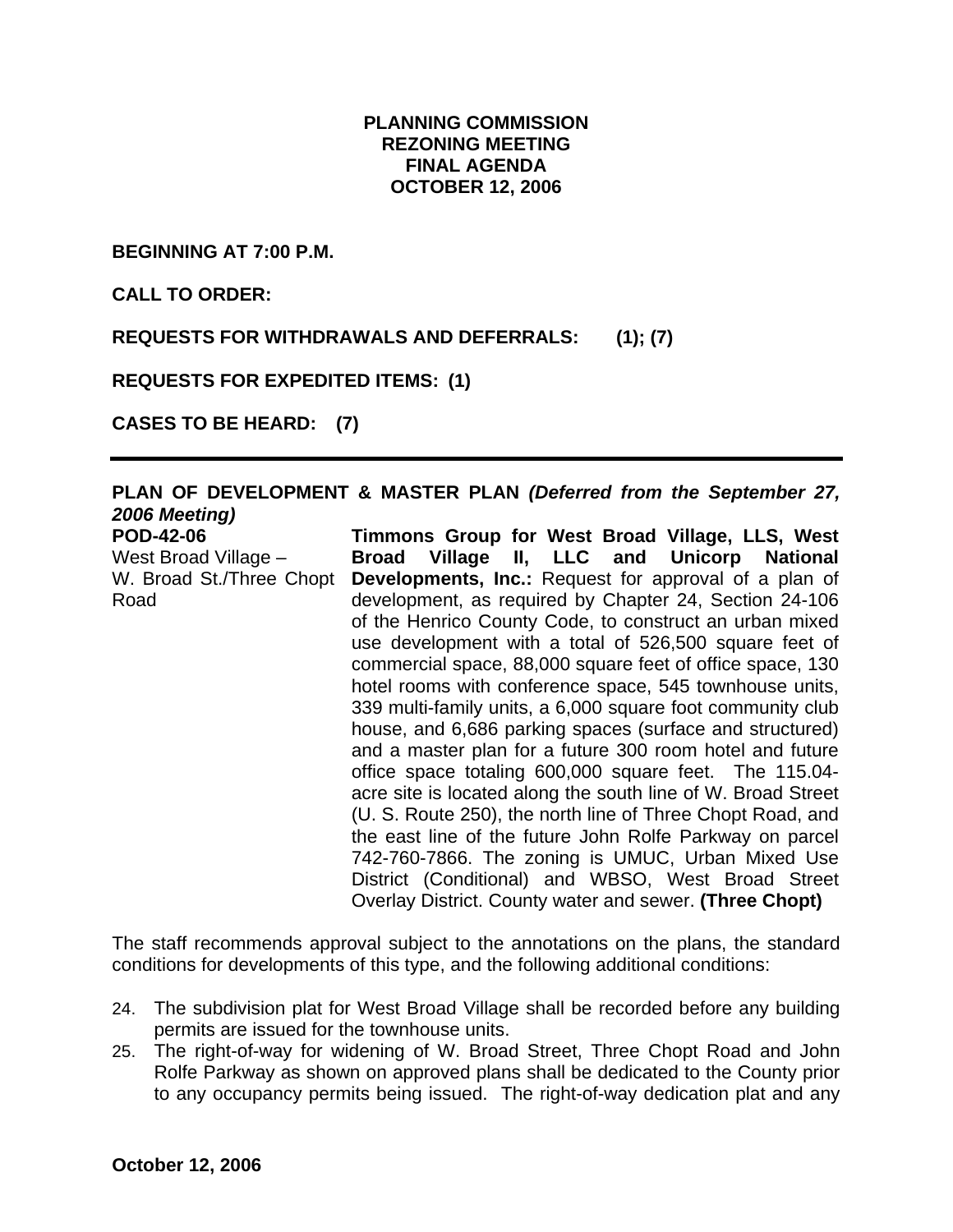# PLANNING COMMISSION
# REZONING MEETING
# FINAL AGENDA
# OCTOBER 12, 2006

**BEGINNING AT 7:00 P.M.**

**CALL TO ORDER:**

**REQUESTS FOR WITHDRAWALS AND DEFERRALS: (1); (7)**

**REQUESTS FOR EXPEDITED ITEMS: (1)**

**CASES TO BE HEARD: (7)**

---

**PLAN OF DEVELOPMENT & MASTER PLAN** ***(Deferred from the September 27, 2006 Meeting)***

**POD-42-06**
West Broad Village – W. Broad St./Three Chopt Road

**Timmons Group for West Broad Village, LLS, West Broad Village II, LLC and Unicorp National Developments, Inc.:** Request for approval of a plan of development, as required by Chapter 24, Section 24-106 of the Henrico County Code, to construct an urban mixed use development with a total of 526,500 square feet of commercial space, 88,000 square feet of office space, 130 hotel rooms with conference space, 545 townhouse units, 339 multi-family units, a 6,000 square foot community club house, and 6,686 parking spaces (surface and structured) and a master plan for a future 300 room hotel and future office space totaling 600,000 square feet. The 115.04-acre site is located along the south line of W. Broad Street (U. S. Route 250), the north line of Three Chopt Road, and the east line of the future John Rolfe Parkway on parcel 742-760-7866. The zoning is UMUC, Urban Mixed Use District (Conditional) and WBSO, West Broad Street Overlay District. County water and sewer. **(Three Chopt)**

The staff recommends approval subject to the annotations on the plans, the standard conditions for developments of this type, and the following additional conditions:

24. The subdivision plat for West Broad Village shall be recorded before any building permits are issued for the townhouse units.
25. The right-of-way for widening of W. Broad Street, Three Chopt Road and John Rolfe Parkway as shown on approved plans shall be dedicated to the County prior to any occupancy permits being issued. The right-of-way dedication plat and any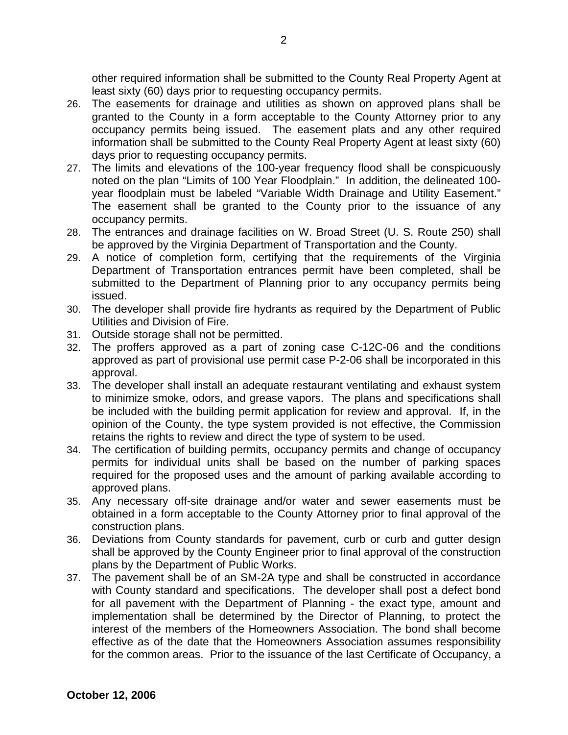other required information shall be submitted to the County Real Property Agent at least sixty (60) days prior to requesting occupancy permits.

26. The easements for drainage and utilities as shown on approved plans shall be granted to the County in a form acceptable to the County Attorney prior to any occupancy permits being issued. The easement plats and any other required information shall be submitted to the County Real Property Agent at least sixty (60) days prior to requesting occupancy permits.
27. The limits and elevations of the 100-year frequency flood shall be conspicuously noted on the plan "Limits of 100 Year Floodplain." In addition, the delineated 100-year floodplain must be labeled "Variable Width Drainage and Utility Easement." The easement shall be granted to the County prior to the issuance of any occupancy permits.
28. The entrances and drainage facilities on W. Broad Street (U. S. Route 250) shall be approved by the Virginia Department of Transportation and the County.
29. A notice of completion form, certifying that the requirements of the Virginia Department of Transportation entrances permit have been completed, shall be submitted to the Department of Planning prior to any occupancy permits being issued.
30. The developer shall provide fire hydrants as required by the Department of Public Utilities and Division of Fire.
31. Outside storage shall not be permitted.
32. The proffers approved as a part of zoning case C-12C-06 and the conditions approved as part of provisional use permit case P-2-06 shall be incorporated in this approval.
33. The developer shall install an adequate restaurant ventilating and exhaust system to minimize smoke, odors, and grease vapors. The plans and specifications shall be included with the building permit application for review and approval. If, in the opinion of the County, the type system provided is not effective, the Commission retains the rights to review and direct the type of system to be used.
34. The certification of building permits, occupancy permits and change of occupancy permits for individual units shall be based on the number of parking spaces required for the proposed uses and the amount of parking available according to approved plans.
35. Any necessary off-site drainage and/or water and sewer easements must be obtained in a form acceptable to the County Attorney prior to final approval of the construction plans.
36. Deviations from County standards for pavement, curb or curb and gutter design shall be approved by the County Engineer prior to final approval of the construction plans by the Department of Public Works.
37. The pavement shall be of an SM-2A type and shall be constructed in accordance with County standard and specifications. The developer shall post a defect bond for all pavement with the Department of Planning - the exact type, amount and implementation shall be determined by the Director of Planning, to protect the interest of the members of the Homeowners Association. The bond shall become effective as of the date that the Homeowners Association assumes responsibility for the common areas. Prior to the issuance of the last Certificate of Occupancy, a

**October 12, 2006**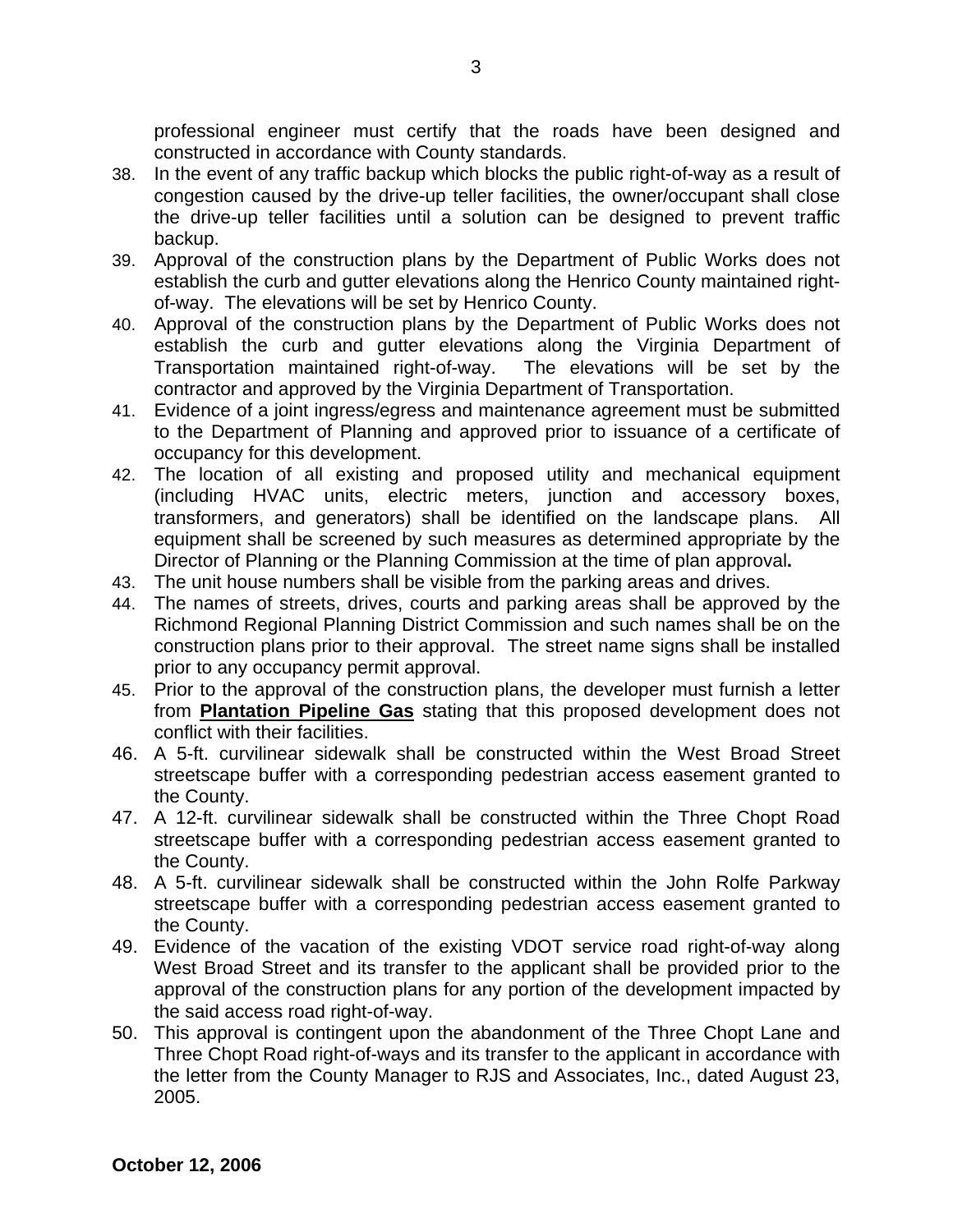professional engineer must certify that the roads have been designed and constructed in accordance with County standards.

38. In the event of any traffic backup which blocks the public right-of-way as a result of congestion caused by the drive-up teller facilities, the owner/occupant shall close the drive-up teller facilities until a solution can be designed to prevent traffic backup.
39. Approval of the construction plans by the Department of Public Works does not establish the curb and gutter elevations along the Henrico County maintained right-of-way. The elevations will be set by Henrico County.
40. Approval of the construction plans by the Department of Public Works does not establish the curb and gutter elevations along the Virginia Department of Transportation maintained right-of-way. The elevations will be set by the contractor and approved by the Virginia Department of Transportation.
41. Evidence of a joint ingress/egress and maintenance agreement must be submitted to the Department of Planning and approved prior to issuance of a certificate of occupancy for this development.
42. The location of all existing and proposed utility and mechanical equipment (including HVAC units, electric meters, junction and accessory boxes, transformers, and generators) shall be identified on the landscape plans. All equipment shall be screened by such measures as determined appropriate by the Director of Planning or the Planning Commission at the time of plan approval**.**
43. The unit house numbers shall be visible from the parking areas and drives.
44. The names of streets, drives, courts and parking areas shall be approved by the Richmond Regional Planning District Commission and such names shall be on the construction plans prior to their approval. The street name signs shall be installed prior to any occupancy permit approval.
45. Prior to the approval of the construction plans, the developer must furnish a letter from **Plantation Pipeline Gas** stating that this proposed development does not conflict with their facilities.
46. A 5-ft. curvilinear sidewalk shall be constructed within the West Broad Street streetscape buffer with a corresponding pedestrian access easement granted to the County.
47. A 12-ft. curvilinear sidewalk shall be constructed within the Three Chopt Road streetscape buffer with a corresponding pedestrian access easement granted to the County.
48. A 5-ft. curvilinear sidewalk shall be constructed within the John Rolfe Parkway streetscape buffer with a corresponding pedestrian access easement granted to the County.
49. Evidence of the vacation of the existing VDOT service road right-of-way along West Broad Street and its transfer to the applicant shall be provided prior to the approval of the construction plans for any portion of the development impacted by the said access road right-of-way.
50. This approval is contingent upon the abandonment of the Three Chopt Lane and Three Chopt Road right-of-ways and its transfer to the applicant in accordance with the letter from the County Manager to RJS and Associates, Inc., dated August 23, 2005.

**October 12, 2006**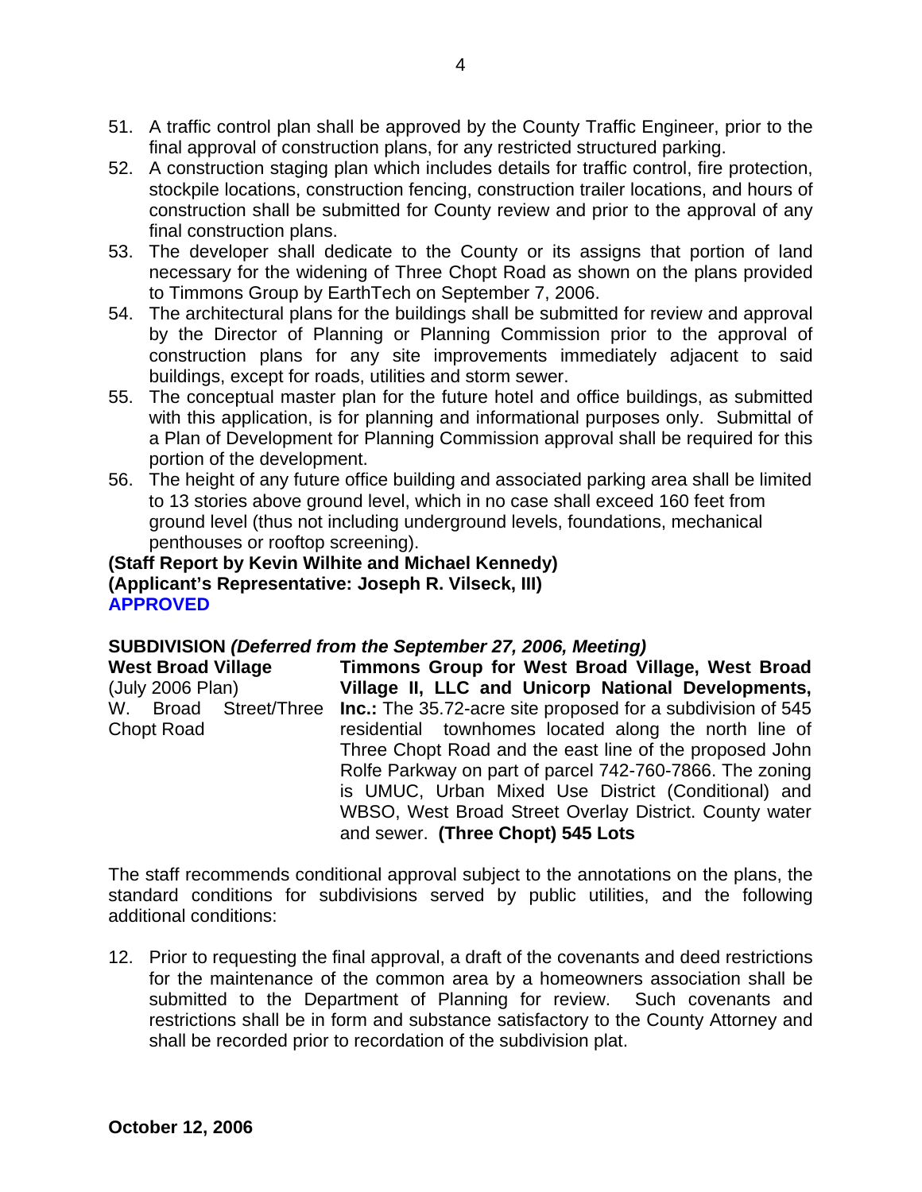51. A traffic control plan shall be approved by the County Traffic Engineer, prior to the final approval of construction plans, for any restricted structured parking.
52. A construction staging plan which includes details for traffic control, fire protection, stockpile locations, construction fencing, construction trailer locations, and hours of construction shall be submitted for County review and prior to the approval of any final construction plans.
53. The developer shall dedicate to the County or its assigns that portion of land necessary for the widening of Three Chopt Road as shown on the plans provided to Timmons Group by EarthTech on September 7, 2006.
54. The architectural plans for the buildings shall be submitted for review and approval by the Director of Planning or Planning Commission prior to the approval of construction plans for any site improvements immediately adjacent to said buildings, except for roads, utilities and storm sewer.
55. The conceptual master plan for the future hotel and office buildings, as submitted with this application, is for planning and informational purposes only. Submittal of a Plan of Development for Planning Commission approval shall be required for this portion of the development.
56. The height of any future office building and associated parking area shall be limited to 13 stories above ground level, which in no case shall exceed 160 feet from ground level (thus not including underground levels, foundations, mechanical penthouses or rooftop screening).

**(Staff Report by Kevin Wilhite and Michael Kennedy)**
**(Applicant's Representative: Joseph R. Vilseck, III)**
**APPROVED**

**SUBDIVISION** ***(Deferred from the September 27, 2006, Meeting)***

**West Broad Village**
(July 2006 Plan)
W. Broad Street/Three Chopt Road

**Timmons Group for West Broad Village, West Broad Village II, LLC and Unicorp National Developments, Inc.:** The 35.72-acre site proposed for a subdivision of 545 residential townhomes located along the north line of Three Chopt Road and the east line of the proposed John Rolfe Parkway on part of parcel 742-760-7866. The zoning is UMUC, Urban Mixed Use District (Conditional) and WBSO, West Broad Street Overlay District. County water and sewer. **(Three Chopt) 545 Lots**

The staff recommends conditional approval subject to the annotations on the plans, the standard conditions for subdivisions served by public utilities, and the following additional conditions:

12. Prior to requesting the final approval, a draft of the covenants and deed restrictions for the maintenance of the common area by a homeowners association shall be submitted to the Department of Planning for review. Such covenants and restrictions shall be in form and substance satisfactory to the County Attorney and shall be recorded prior to recordation of the subdivision plat.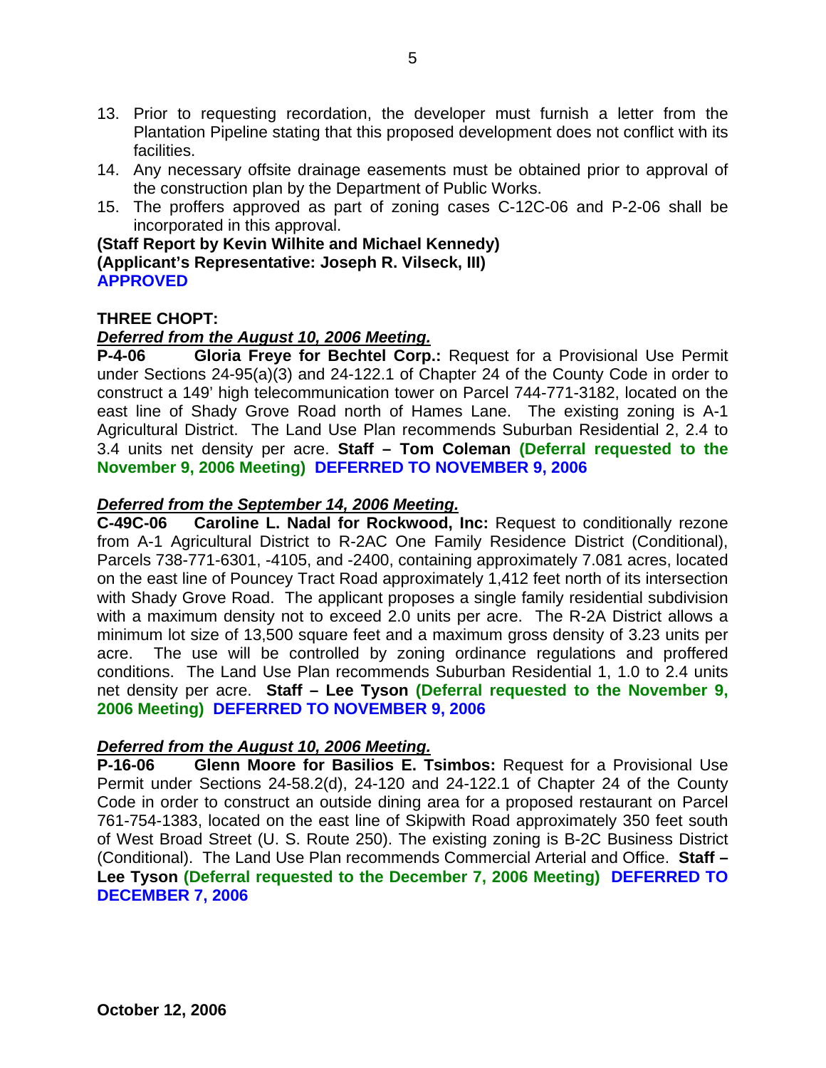13. Prior to requesting recordation, the developer must furnish a letter from the Plantation Pipeline stating that this proposed development does not conflict with its facilities.
14. Any necessary offsite drainage easements must be obtained prior to approval of the construction plan by the Department of Public Works.
15. The proffers approved as part of zoning cases C-12C-06 and P-2-06 shall be incorporated in this approval.

**(Staff Report by Kevin Wilhite and Michael Kennedy)**
**(Applicant's Representative: Joseph R. Vilseck, III)**
**APPROVED**

**THREE CHOPT:**

***Deferred from the August 10, 2006 Meeting.***

**P-4-06 Gloria Freye for Bechtel Corp.:** Request for a Provisional Use Permit under Sections 24-95(a)(3) and 24-122.1 of Chapter 24 of the County Code in order to construct a 149' high telecommunication tower on Parcel 744-771-3182, located on the east line of Shady Grove Road north of Hames Lane. The existing zoning is A-1 Agricultural District. The Land Use Plan recommends Suburban Residential 2, 2.4 to 3.4 units net density per acre. **Staff – Tom Coleman (Deferral requested to the November 9, 2006 Meeting) DEFERRED TO NOVEMBER 9, 2006**

***Deferred from the September 14, 2006 Meeting.***

**C-49C-06 Caroline L. Nadal for Rockwood, Inc:** Request to conditionally rezone from A-1 Agricultural District to R-2AC One Family Residence District (Conditional), Parcels 738-771-6301, -4105, and -2400, containing approximately 7.081 acres, located on the east line of Pouncey Tract Road approximately 1,412 feet north of its intersection with Shady Grove Road. The applicant proposes a single family residential subdivision with a maximum density not to exceed 2.0 units per acre. The R-2A District allows a minimum lot size of 13,500 square feet and a maximum gross density of 3.23 units per acre. The use will be controlled by zoning ordinance regulations and proffered conditions. The Land Use Plan recommends Suburban Residential 1, 1.0 to 2.4 units net density per acre. **Staff – Lee Tyson (Deferral requested to the November 9, 2006 Meeting) DEFERRED TO NOVEMBER 9, 2006**

***Deferred from the August 10, 2006 Meeting.***

**P-16-06 Glenn Moore for Basilios E. Tsimbos:** Request for a Provisional Use Permit under Sections 24-58.2(d), 24-120 and 24-122.1 of Chapter 24 of the County Code in order to construct an outside dining area for a proposed restaurant on Parcel 761-754-1383, located on the east line of Skipwith Road approximately 350 feet south of West Broad Street (U. S. Route 250). The existing zoning is B-2C Business District (Conditional). The Land Use Plan recommends Commercial Arterial and Office. **Staff – Lee Tyson (Deferral requested to the December 7, 2006 Meeting) DEFERRED TO DECEMBER 7, 2006**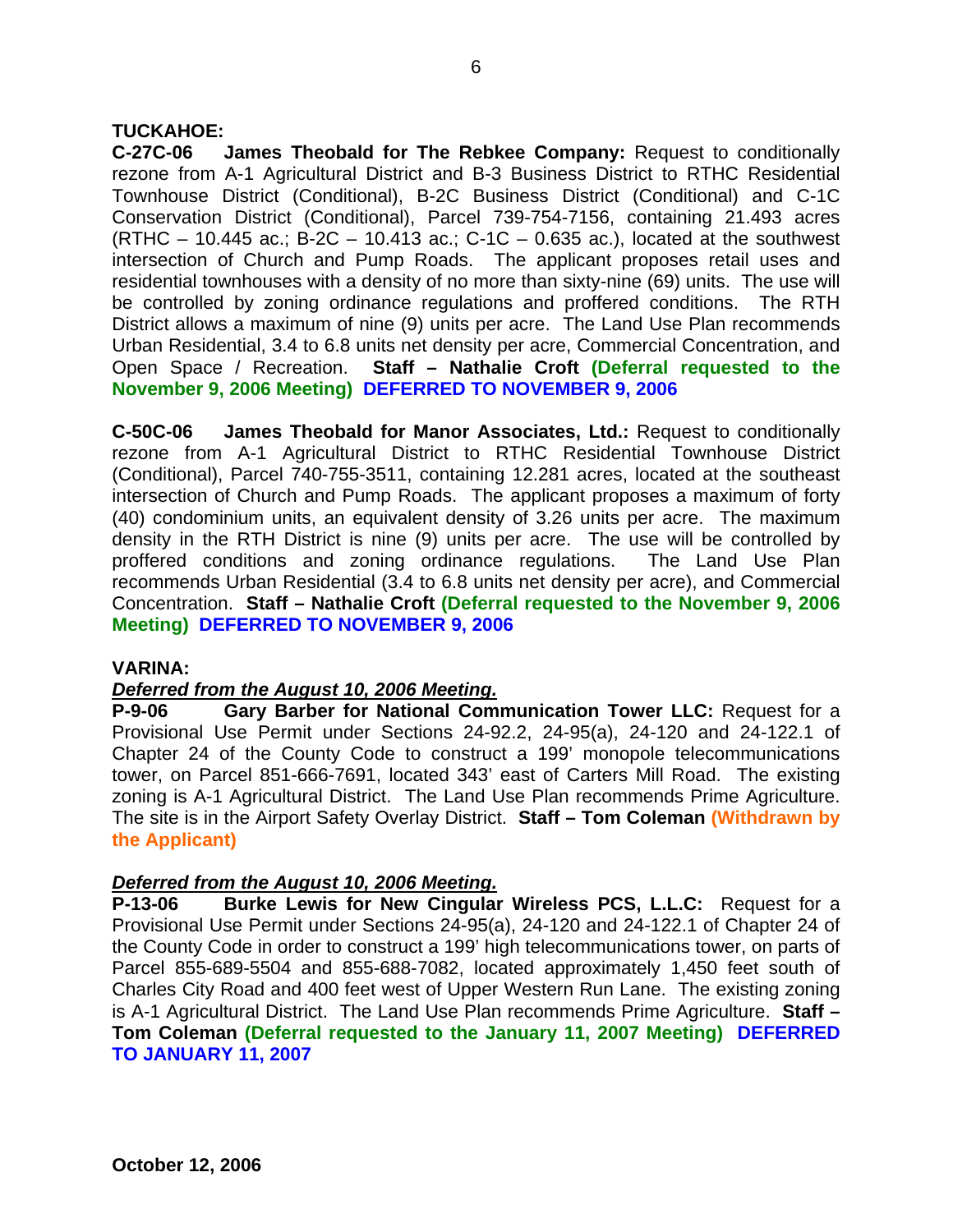**TUCKAHOE:**

**C-27C-06 James Theobald for The Rebkee Company:** Request to conditionally rezone from A-1 Agricultural District and B-3 Business District to RTHC Residential Townhouse District (Conditional), B-2C Business District (Conditional) and C-1C Conservation District (Conditional), Parcel 739-754-7156, containing 21.493 acres (RTHC – 10.445 ac.; B-2C – 10.413 ac.; C-1C – 0.635 ac.), located at the southwest intersection of Church and Pump Roads. The applicant proposes retail uses and residential townhouses with a density of no more than sixty-nine (69) units. The use will be controlled by zoning ordinance regulations and proffered conditions. The RTH District allows a maximum of nine (9) units per acre. The Land Use Plan recommends Urban Residential, 3.4 to 6.8 units net density per acre, Commercial Concentration, and Open Space / Recreation. **Staff – Nathalie Croft (Deferral requested to the November 9, 2006 Meeting) DEFERRED TO NOVEMBER 9, 2006**

**C-50C-06 James Theobald for Manor Associates, Ltd.:** Request to conditionally rezone from A-1 Agricultural District to RTHC Residential Townhouse District (Conditional), Parcel 740-755-3511, containing 12.281 acres, located at the southeast intersection of Church and Pump Roads. The applicant proposes a maximum of forty (40) condominium units, an equivalent density of 3.26 units per acre. The maximum density in the RTH District is nine (9) units per acre. The use will be controlled by proffered conditions and zoning ordinance regulations. The Land Use Plan recommends Urban Residential (3.4 to 6.8 units net density per acre), and Commercial Concentration. **Staff – Nathalie Croft (Deferral requested to the November 9, 2006 Meeting) DEFERRED TO NOVEMBER 9, 2006**

**VARINA:**

***Deferred from the August 10, 2006 Meeting.***

**P-9-06 Gary Barber for National Communication Tower LLC:** Request for a Provisional Use Permit under Sections 24-92.2, 24-95(a), 24-120 and 24-122.1 of Chapter 24 of the County Code to construct a 199' monopole telecommunications tower, on Parcel 851-666-7691, located 343' east of Carters Mill Road. The existing zoning is A-1 Agricultural District. The Land Use Plan recommends Prime Agriculture. The site is in the Airport Safety Overlay District. **Staff – Tom Coleman (Withdrawn by the Applicant)**

***Deferred from the August 10, 2006 Meeting.***

**P-13-06 Burke Lewis for New Cingular Wireless PCS, L.L.C:** Request for a Provisional Use Permit under Sections 24-95(a), 24-120 and 24-122.1 of Chapter 24 of the County Code in order to construct a 199' high telecommunications tower, on parts of Parcel 855-689-5504 and 855-688-7082, located approximately 1,450 feet south of Charles City Road and 400 feet west of Upper Western Run Lane. The existing zoning is A-1 Agricultural District. The Land Use Plan recommends Prime Agriculture. **Staff – Tom Coleman (Deferral requested to the January 11, 2007 Meeting) DEFERRED TO JANUARY 11, 2007**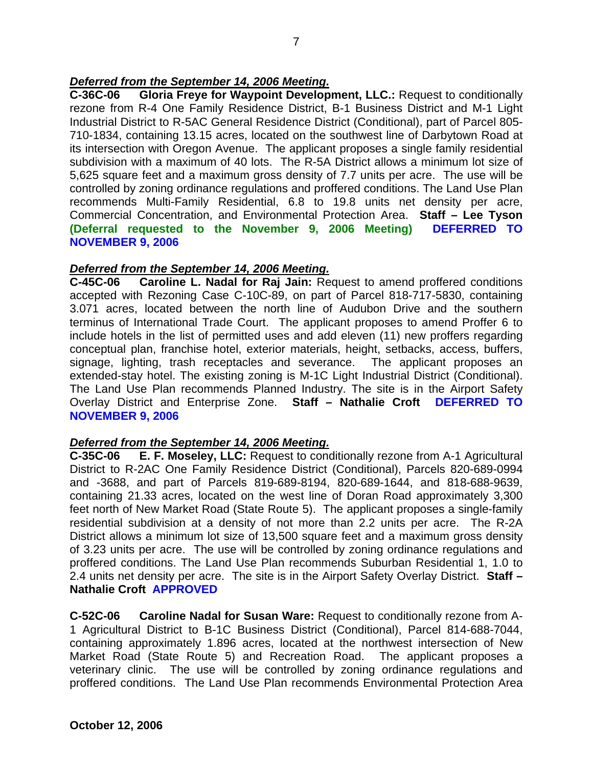***Deferred from the September 14, 2006 Meeting.***

**C-36C-06 Gloria Freye for Waypoint Development, LLC.:** Request to conditionally rezone from R-4 One Family Residence District, B-1 Business District and M-1 Light Industrial District to R-5AC General Residence District (Conditional), part of Parcel 805-710-1834, containing 13.15 acres, located on the southwest line of Darbytown Road at its intersection with Oregon Avenue. The applicant proposes a single family residential subdivision with a maximum of 40 lots. The R-5A District allows a minimum lot size of 5,625 square feet and a maximum gross density of 7.7 units per acre. The use will be controlled by zoning ordinance regulations and proffered conditions. The Land Use Plan recommends Multi-Family Residential, 6.8 to 19.8 units net density per acre, Commercial Concentration, and Environmental Protection Area. **Staff – Lee Tyson (Deferral requested to the November 9, 2006 Meeting) DEFERRED TO NOVEMBER 9, 2006**

***Deferred from the September 14, 2006 Meeting.***

**C-45C-06 Caroline L. Nadal for Raj Jain:** Request to amend proffered conditions accepted with Rezoning Case C-10C-89, on part of Parcel 818-717-5830, containing 3.071 acres, located between the north line of Audubon Drive and the southern terminus of International Trade Court. The applicant proposes to amend Proffer 6 to include hotels in the list of permitted uses and add eleven (11) new proffers regarding conceptual plan, franchise hotel, exterior materials, height, setbacks, access, buffers, signage, lighting, trash receptacles and severance. The applicant proposes an extended-stay hotel. The existing zoning is M-1C Light Industrial District (Conditional). The Land Use Plan recommends Planned Industry. The site is in the Airport Safety Overlay District and Enterprise Zone. **Staff – Nathalie Croft DEFERRED TO NOVEMBER 9, 2006**

***Deferred from the September 14, 2006 Meeting.***

**C-35C-06 E. F. Moseley, LLC:** Request to conditionally rezone from A-1 Agricultural District to R-2AC One Family Residence District (Conditional), Parcels 820-689-0994 and -3688, and part of Parcels 819-689-8194, 820-689-1644, and 818-688-9639, containing 21.33 acres, located on the west line of Doran Road approximately 3,300 feet north of New Market Road (State Route 5). The applicant proposes a single-family residential subdivision at a density of not more than 2.2 units per acre. The R-2A District allows a minimum lot size of 13,500 square feet and a maximum gross density of 3.23 units per acre. The use will be controlled by zoning ordinance regulations and proffered conditions. The Land Use Plan recommends Suburban Residential 1, 1.0 to 2.4 units net density per acre. The site is in the Airport Safety Overlay District. **Staff – Nathalie Croft APPROVED**

**C-52C-06 Caroline Nadal for Susan Ware:** Request to conditionally rezone from A-1 Agricultural District to B-1C Business District (Conditional), Parcel 814-688-7044, containing approximately 1.896 acres, located at the northwest intersection of New Market Road (State Route 5) and Recreation Road. The applicant proposes a veterinary clinic. The use will be controlled by zoning ordinance regulations and proffered conditions. The Land Use Plan recommends Environmental Protection Area

**October 12, 2006**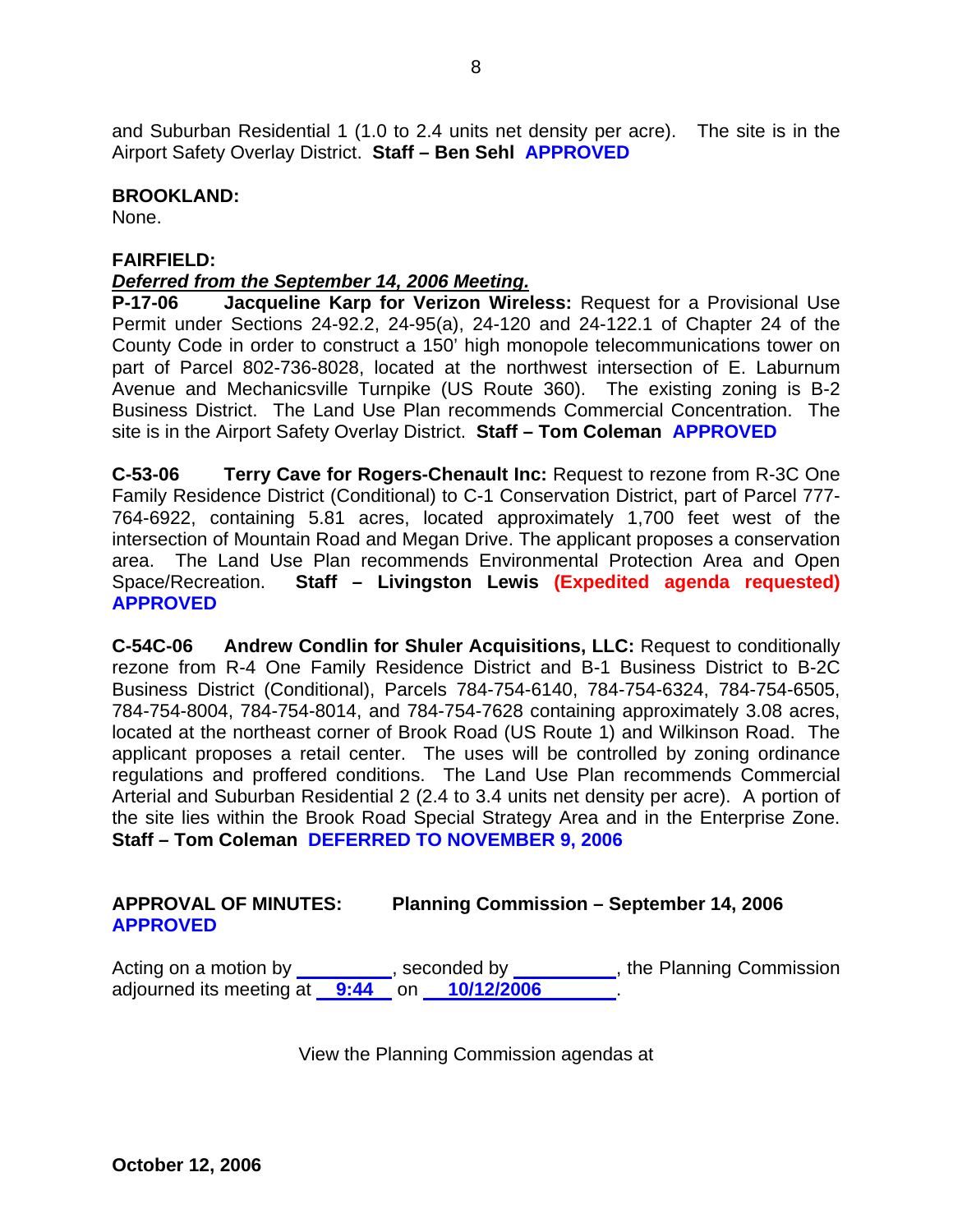and Suburban Residential 1 (1.0 to 2.4 units net density per acre). The site is in the Airport Safety Overlay District. **Staff – Ben Sehl** **APPROVED**

**BROOKLAND:**
None.

**FAIRFIELD:**
***Deferred from the September 14, 2006 Meeting.***
**P-17-06 Jacqueline Karp for Verizon Wireless:** Request for a Provisional Use Permit under Sections 24-92.2, 24-95(a), 24-120 and 24-122.1 of Chapter 24 of the County Code in order to construct a 150' high monopole telecommunications tower on part of Parcel 802-736-8028, located at the northwest intersection of E. Laburnum Avenue and Mechanicsville Turnpike (US Route 360). The existing zoning is B-2 Business District. The Land Use Plan recommends Commercial Concentration. The site is in the Airport Safety Overlay District. **Staff – Tom Coleman** **APPROVED**

**C-53-06 Terry Cave for Rogers-Chenault Inc:** Request to rezone from R-3C One Family Residence District (Conditional) to C-1 Conservation District, part of Parcel 777-764-6922, containing 5.81 acres, located approximately 1,700 feet west of the intersection of Mountain Road and Megan Drive. The applicant proposes a conservation area. The Land Use Plan recommends Environmental Protection Area and Open Space/Recreation. **Staff – Livingston Lewis** **(Expedited agenda requested)** **APPROVED**

**C-54C-06 Andrew Condlin for Shuler Acquisitions, LLC:** Request to conditionally rezone from R-4 One Family Residence District and B-1 Business District to B-2C Business District (Conditional), Parcels 784-754-6140, 784-754-6324, 784-754-6505, 784-754-8004, 784-754-8014, and 784-754-7628 containing approximately 3.08 acres, located at the northeast corner of Brook Road (US Route 1) and Wilkinson Road. The applicant proposes a retail center. The uses will be controlled by zoning ordinance regulations and proffered conditions. The Land Use Plan recommends Commercial Arterial and Suburban Residential 2 (2.4 to 3.4 units net density per acre). A portion of the site lies within the Brook Road Special Strategy Area and in the Enterprise Zone. **Staff – Tom Coleman** **DEFERRED TO NOVEMBER 9, 2006**

**APPROVAL OF MINUTES: Planning Commission – September 14, 2006**
**APPROVED**

Acting on a motion by __________, seconded by __________, the Planning Commission adjourned its meeting at **9:44** on **10/12/2006**.

View the Planning Commission agendas at

**October 12, 2006**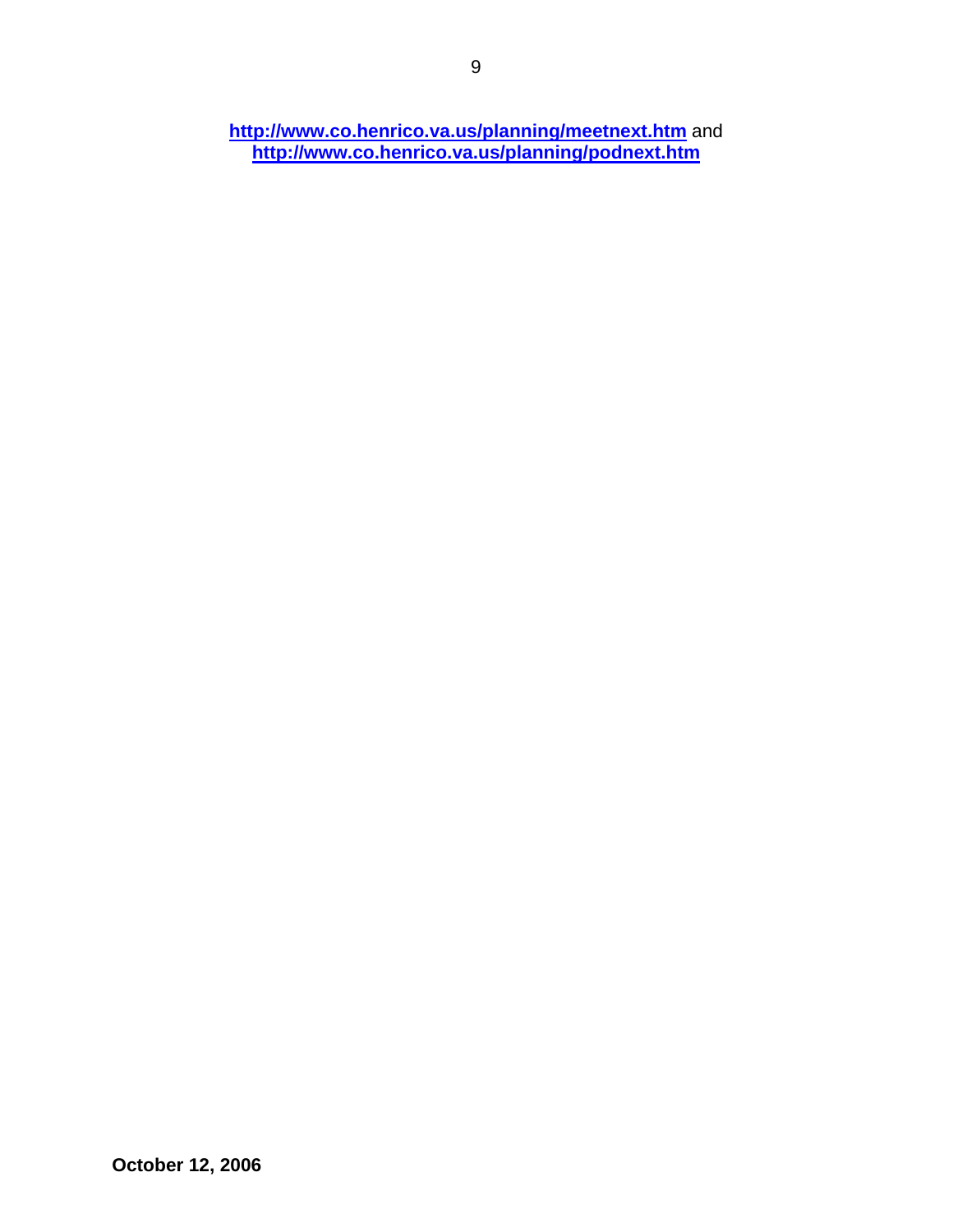**http://www.co.henrico.va.us/planning/meetnext.htm** and **http://www.co.henrico.va.us/planning/podnext.htm**